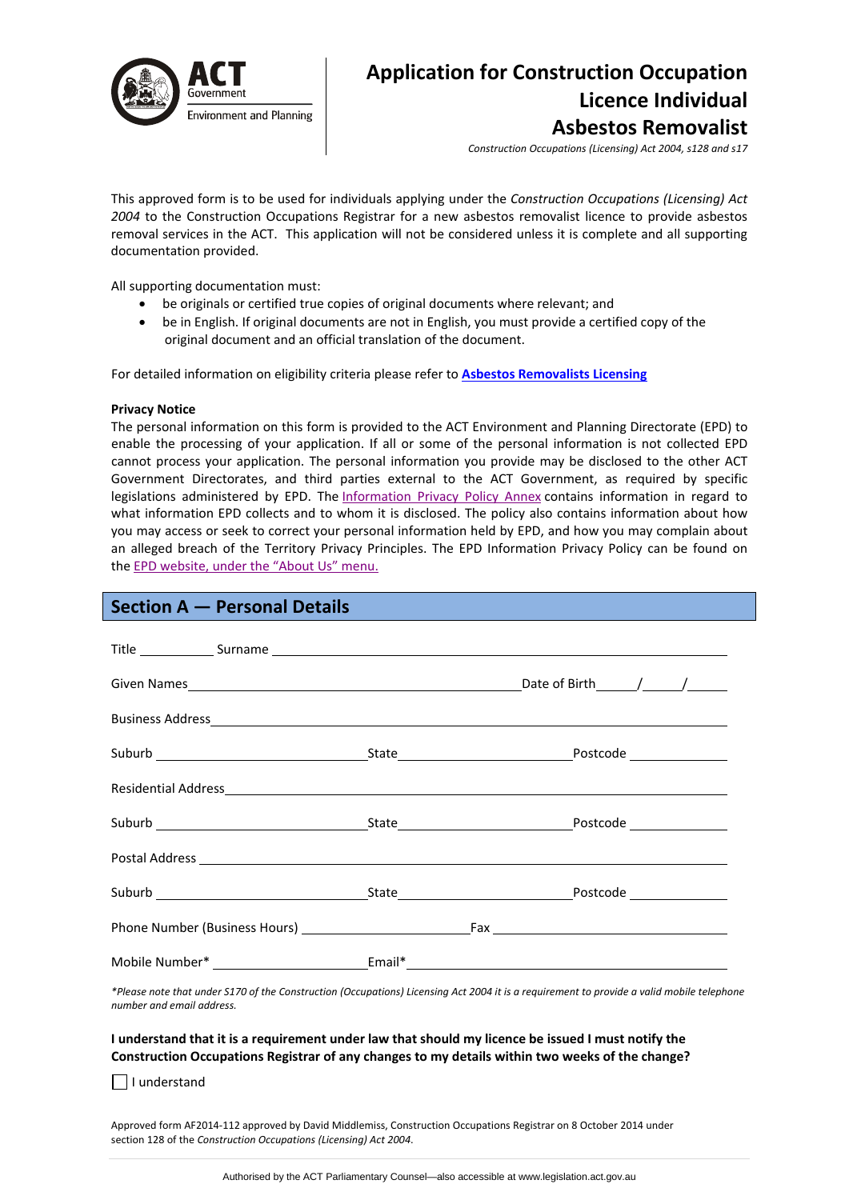ACT Government
Environment and Planning

# Application for Construction Occupation Licence Individual Asbestos Removalist

*Construction Occupations (Licensing) Act 2004, s128 and s17*

This approved form is to be used for individuals applying under the *Construction Occupations (Licensing) Act 2004* to the Construction Occupations Registrar for a new asbestos removalist licence to provide asbestos removal services in the ACT. This application will not be considered unless it is complete and all supporting documentation provided.

All supporting documentation must:

- be originals or certified true copies of original documents where relevant; and
- be in English. If original documents are not in English, you must provide a certified copy of the original document and an official translation of the document.

For detailed information on eligibility criteria please refer to **Asbestos Removalists Licensing**

**Privacy Notice**

The personal information on this form is provided to the ACT Environment and Planning Directorate (EPD) to enable the processing of your application. If all or some of the personal information is not collected EPD cannot process your application. The personal information you provide may be disclosed to the other ACT Government Directorates, and third parties external to the ACT Government, as required by specific legislations administered by EPD. The Information Privacy Policy Annex contains information in regard to what information EPD collects and to whom it is disclosed. The policy also contains information about how you may access or seek to correct your personal information held by EPD, and how you may complain about an alleged breach of the Territory Privacy Principles. The EPD Information Privacy Policy can be found on the EPD website, under the "About Us" menu.

## Section A — Personal Details

Title __________ Surname ______________________________________________

Given Names ______________________________________ Date of Birth _____/_____/_____

Business Address ______________________________________________________

Suburb ____________________ State ____________________ Postcode __________

Residential Address ____________________________________________________

Suburb ____________________ State ____________________ Postcode __________

Postal Address ________________________________________________________

Suburb ____________________ State ____________________ Postcode __________

Phone Number (Business Hours) ____________________ Fax ____________________

Mobile Number* ____________________ Email* __________________________________

*\*Please note that under S170 of the Construction (Occupations) Licensing Act 2004 it is a requirement to provide a valid mobile telephone number and email address.*

**I understand that it is a requirement under law that should my licence be issued I must notify the Construction Occupations Registrar of any changes to my details within two weeks of the change?**

☐ I understand

Approved form AF2014-112 approved by David Middlemiss, Construction Occupations Registrar on 8 October 2014 under section 128 of the *Construction Occupations (Licensing) Act 2004*.

Authorised by the ACT Parliamentary Counsel—also accessible at www.legislation.act.gov.au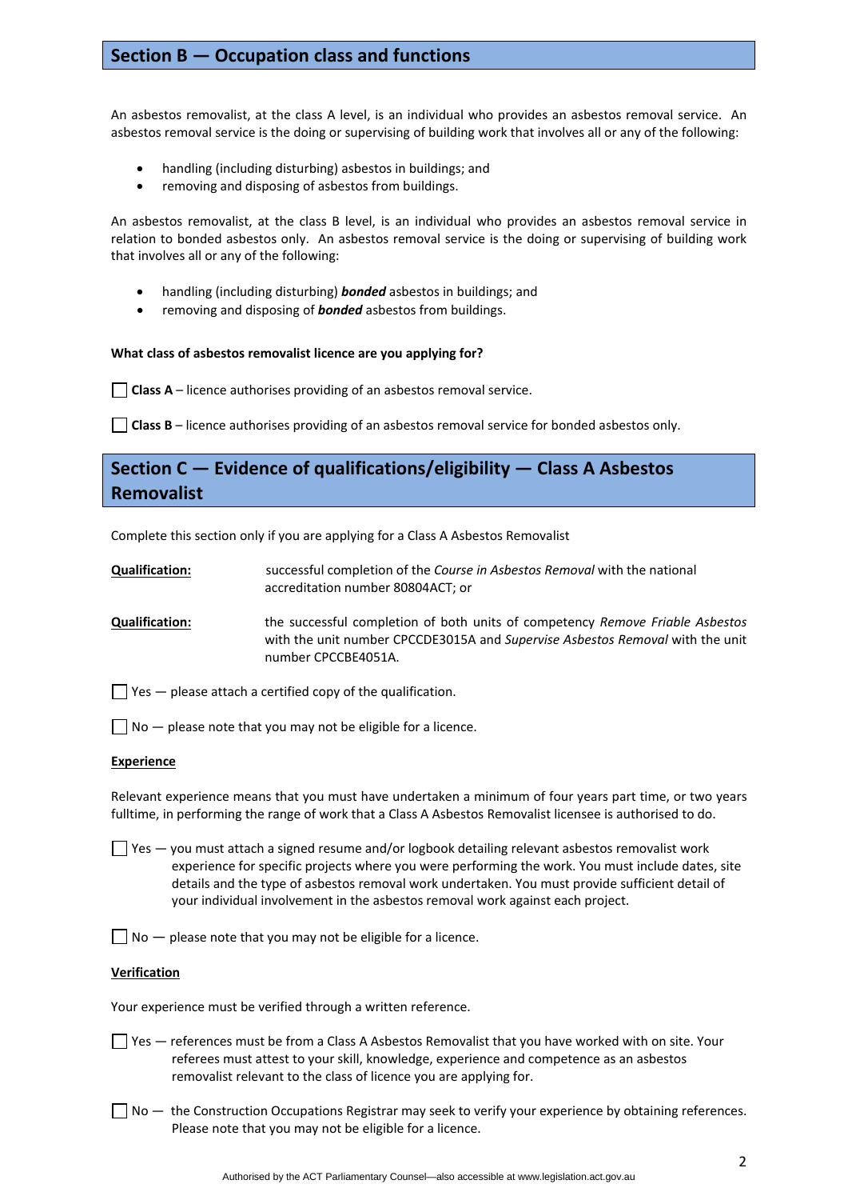## Section B — Occupation class and functions

An asbestos removalist, at the class A level, is an individual who provides an asbestos removal service. An asbestos removal service is the doing or supervising of building work that involves all or any of the following:

- handling (including disturbing) asbestos in buildings; and
- removing and disposing of asbestos from buildings.

An asbestos removalist, at the class B level, is an individual who provides an asbestos removal service in relation to bonded asbestos only. An asbestos removal service is the doing or supervising of building work that involves all or any of the following:

- handling (including disturbing) ***bonded*** asbestos in buildings; and
- removing and disposing of ***bonded*** asbestos from buildings.

**What class of asbestos removalist licence are you applying for?**

☐ **Class A** – licence authorises providing of an asbestos removal service.

☐ **Class B** – licence authorises providing of an asbestos removal service for bonded asbestos only.

## Section C — Evidence of qualifications/eligibility — Class A Asbestos Removalist

Complete this section only if you are applying for a Class A Asbestos Removalist

**Qualification:** successful completion of the *Course in Asbestos Removal* with the national accreditation number 80804ACT; or

**Qualification:** the successful completion of both units of competency *Remove Friable Asbestos* with the unit number CPCCDE3015A and *Supervise Asbestos Removal* with the unit number CPCCBE4051A.

☐ Yes — please attach a certified copy of the qualification.

☐ No — please note that you may not be eligible for a licence.

**Experience**

Relevant experience means that you must have undertaken a minimum of four years part time, or two years fulltime, in performing the range of work that a Class A Asbestos Removalist licensee is authorised to do.

☐ Yes — you must attach a signed resume and/or logbook detailing relevant asbestos removalist work experience for specific projects where you were performing the work. You must include dates, site details and the type of asbestos removal work undertaken. You must provide sufficient detail of your individual involvement in the asbestos removal work against each project.

☐ No — please note that you may not be eligible for a licence.

**Verification**

Your experience must be verified through a written reference.

☐ Yes — references must be from a Class A Asbestos Removalist that you have worked with on site. Your referees must attest to your skill, knowledge, experience and competence as an asbestos removalist relevant to the class of licence you are applying for.

☐ No — the Construction Occupations Registrar may seek to verify your experience by obtaining references. Please note that you may not be eligible for a licence.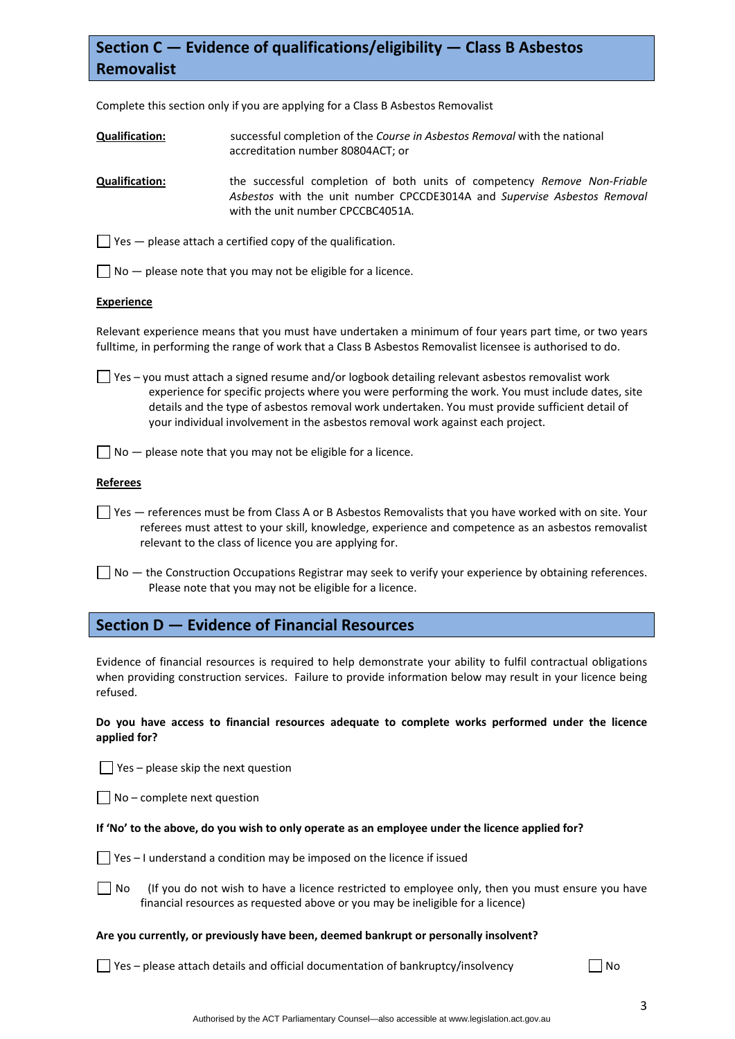## Section C — Evidence of qualifications/eligibility — Class B Asbestos Removalist

Complete this section only if you are applying for a Class B Asbestos Removalist

**Qualification:** successful completion of the *Course in Asbestos Removal* with the national accreditation number 80804ACT; or

**Qualification:** the successful completion of both units of competency *Remove Non-Friable Asbestos* with the unit number CPCCDE3014A and *Supervise Asbestos Removal* with the unit number CPCCBC4051A.

☐ Yes — please attach a certified copy of the qualification.

☐ No — please note that you may not be eligible for a licence.

**Experience**

Relevant experience means that you must have undertaken a minimum of four years part time, or two years fulltime, in performing the range of work that a Class B Asbestos Removalist licensee is authorised to do.

☐ Yes – you must attach a signed resume and/or logbook detailing relevant asbestos removalist work experience for specific projects where you were performing the work. You must include dates, site details and the type of asbestos removal work undertaken. You must provide sufficient detail of your individual involvement in the asbestos removal work against each project.

☐ No — please note that you may not be eligible for a licence.

**Referees**

☐ Yes — references must be from Class A or B Asbestos Removalists that you have worked with on site. Your referees must attest to your skill, knowledge, experience and competence as an asbestos removalist relevant to the class of licence you are applying for.

☐ No — the Construction Occupations Registrar may seek to verify your experience by obtaining references. Please note that you may not be eligible for a licence.

## Section D — Evidence of Financial Resources

Evidence of financial resources is required to help demonstrate your ability to fulfil contractual obligations when providing construction services. Failure to provide information below may result in your licence being refused.

**Do you have access to financial resources adequate to complete works performed under the licence applied for?**

☐ Yes – please skip the next question

☐ No – complete next question

**If 'No' to the above, do you wish to only operate as an employee under the licence applied for?**

☐ Yes – I understand a condition may be imposed on the licence if issued

☐ No (If you do not wish to have a licence restricted to employee only, then you must ensure you have financial resources as requested above or you may be ineligible for a licence)

**Are you currently, or previously have been, deemed bankrupt or personally insolvent?**

☐ Yes – please attach details and official documentation of bankruptcy/insolvency ☐ No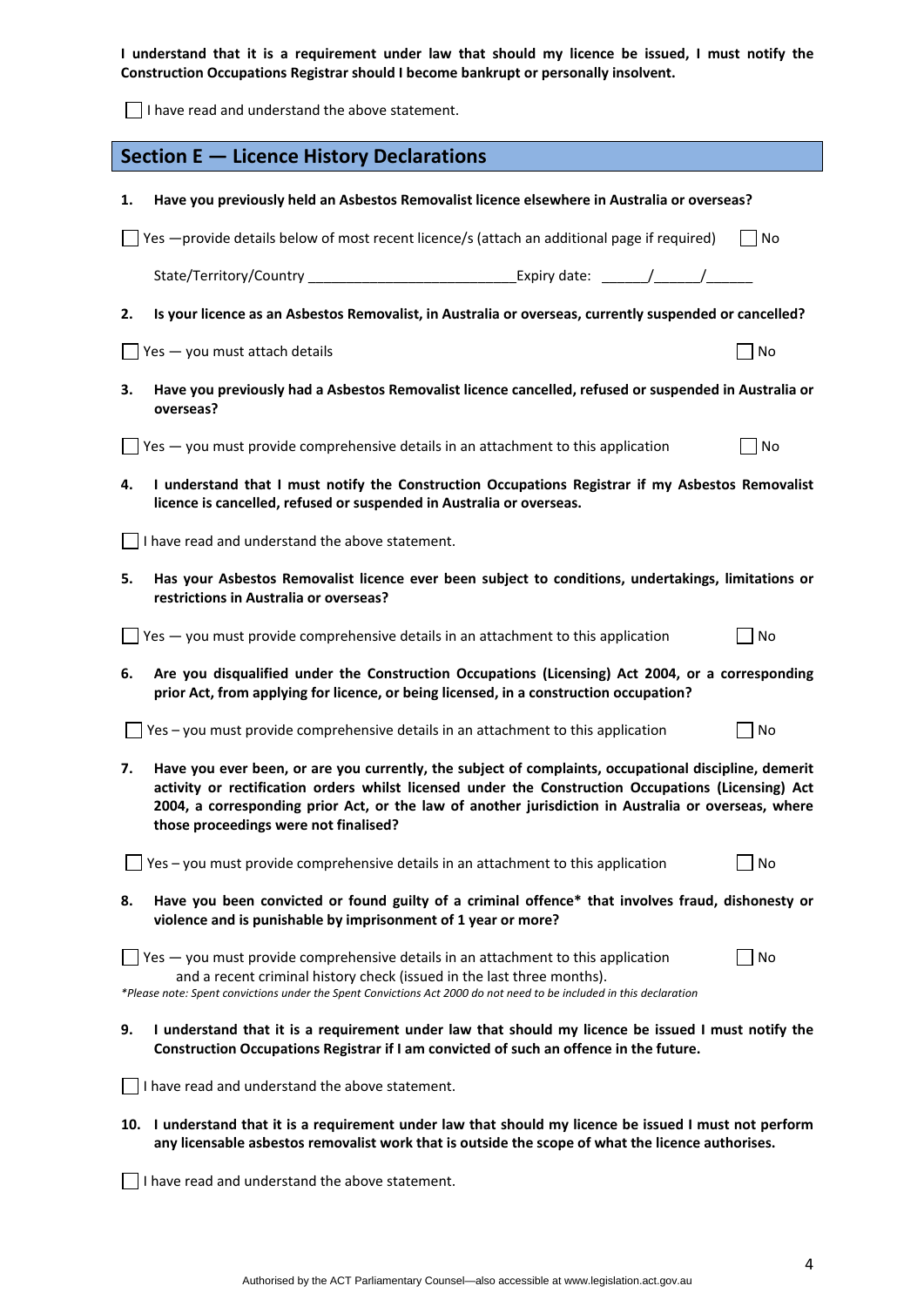**I understand that it is a requirement under law that should my licence be issued, I must notify the Construction Occupations Registrar should I become bankrupt or personally insolvent.**

☐ I have read and understand the above statement.

## Section E — Licence History Declarations

**1. Have you previously held an Asbestos Removalist licence elsewhere in Australia or overseas?**

☐ Yes —provide details below of most recent licence/s (attach an additional page if required) ☐ No

State/Territory/Country __________________________ Expiry date: ______/______/______

**2. Is your licence as an Asbestos Removalist, in Australia or overseas, currently suspended or cancelled?**

☐ Yes — you must attach details ☐ No

**3. Have you previously had a Asbestos Removalist licence cancelled, refused or suspended in Australia or overseas?**

☐ Yes — you must provide comprehensive details in an attachment to this application ☐ No

**4. I understand that I must notify the Construction Occupations Registrar if my Asbestos Removalist licence is cancelled, refused or suspended in Australia or overseas.**

☐ I have read and understand the above statement.

**5. Has your Asbestos Removalist licence ever been subject to conditions, undertakings, limitations or restrictions in Australia or overseas?**

☐ Yes — you must provide comprehensive details in an attachment to this application ☐ No

**6. Are you disqualified under the Construction Occupations (Licensing) Act 2004, or a corresponding prior Act, from applying for licence, or being licensed, in a construction occupation?**

☐ Yes – you must provide comprehensive details in an attachment to this application ☐ No

**7. Have you ever been, or are you currently, the subject of complaints, occupational discipline, demerit activity or rectification orders whilst licensed under the Construction Occupations (Licensing) Act 2004, a corresponding prior Act, or the law of another jurisdiction in Australia or overseas, where those proceedings were not finalised?**

☐ Yes – you must provide comprehensive details in an attachment to this application ☐ No

**8. Have you been convicted or found guilty of a criminal offence* that involves fraud, dishonesty or violence and is punishable by imprisonment of 1 year or more?**

☐ Yes — you must provide comprehensive details in an attachment to this application and a recent criminal history check (issued in the last three months). ☐ No

*\*Please note: Spent convictions under the Spent Convictions Act 2000 do not need to be included in this declaration*

**9. I understand that it is a requirement under law that should my licence be issued I must notify the Construction Occupations Registrar if I am convicted of such an offence in the future.**

☐ I have read and understand the above statement.

**10. I understand that it is a requirement under law that should my licence be issued I must not perform any licensable asbestos removalist work that is outside the scope of what the licence authorises.**

☐ I have read and understand the above statement.

Authorised by the ACT Parliamentary Counsel—also accessible at www.legislation.act.gov.au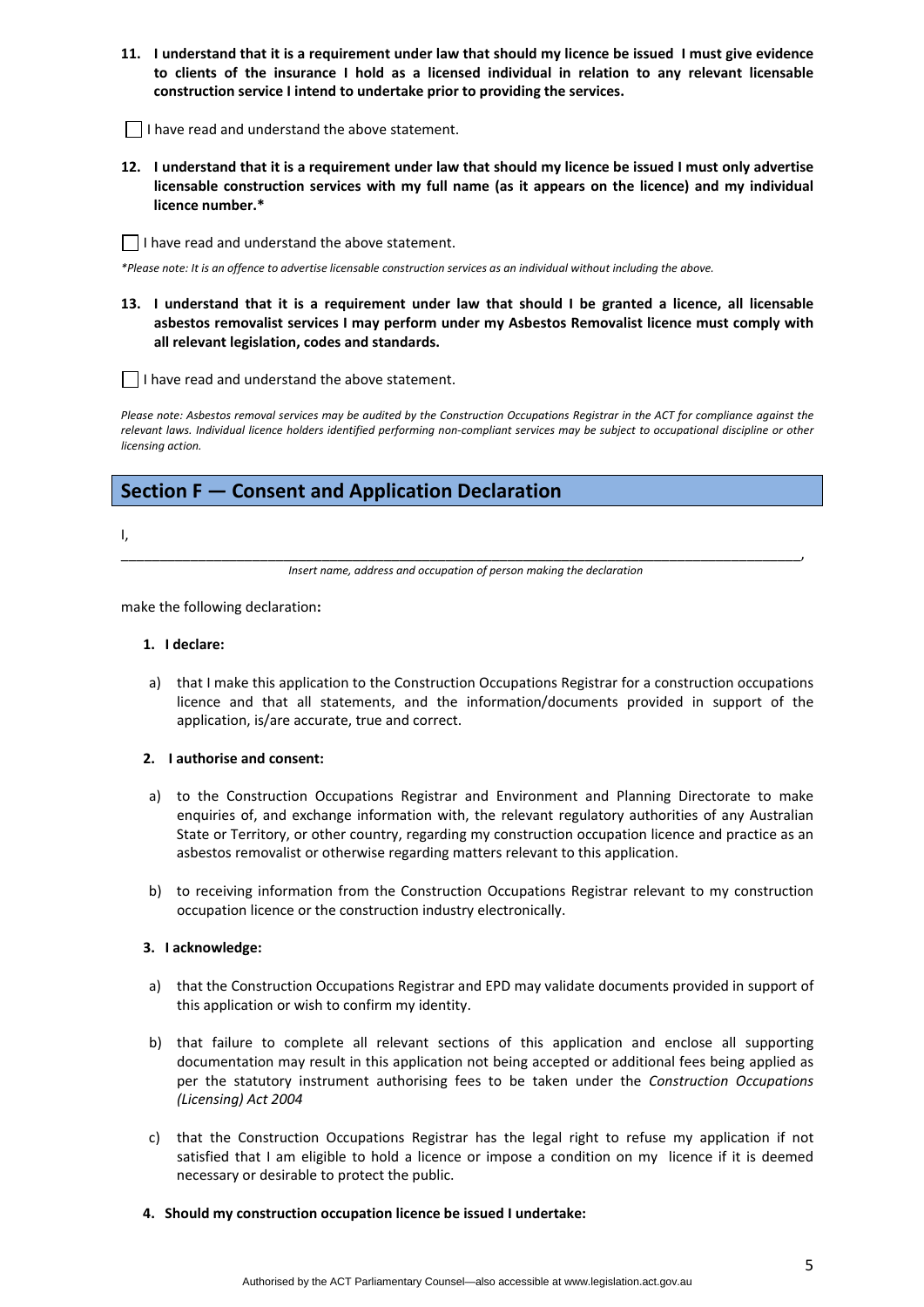**11. I understand that it is a requirement under law that should my licence be issued I must give evidence to clients of the insurance I hold as a licensed individual in relation to any relevant licensable construction service I intend to undertake prior to providing the services.**

☐ I have read and understand the above statement.

**12. I understand that it is a requirement under law that should my licence be issued I must only advertise licensable construction services with my full name (as it appears on the licence) and my individual licence number.***

☐ I have read and understand the above statement.

*\*Please note: It is an offence to advertise licensable construction services as an individual without including the above.*

**13. I understand that it is a requirement under law that should I be granted a licence, all licensable asbestos removalist services I may perform under my Asbestos Removalist licence must comply with all relevant legislation, codes and standards.**

☐ I have read and understand the above statement.

*Please note: Asbestos removal services may be audited by the Construction Occupations Registrar in the ACT for compliance against the relevant laws. Individual licence holders identified performing non-compliant services may be subject to occupational discipline or other licensing action.*

## Section F — Consent and Application Declaration

I,

______________________________________________________________________________,

*Insert name, address and occupation of person making the declaration*

make the following declaration**:**

1. **I declare:**

   a) that I make this application to the Construction Occupations Registrar for a construction occupations licence and that all statements, and the information/documents provided in support of the application, is/are accurate, true and correct.

2. **I authorise and consent:**

   a) to the Construction Occupations Registrar and Environment and Planning Directorate to make enquiries of, and exchange information with, the relevant regulatory authorities of any Australian State or Territory, or other country, regarding my construction occupation licence and practice as an asbestos removalist or otherwise regarding matters relevant to this application.

   b) to receiving information from the Construction Occupations Registrar relevant to my construction occupation licence or the construction industry electronically.

3. **I acknowledge:**

   a) that the Construction Occupations Registrar and EPD may validate documents provided in support of this application or wish to confirm my identity.

   b) that failure to complete all relevant sections of this application and enclose all supporting documentation may result in this application not being accepted or additional fees being applied as per the statutory instrument authorising fees to be taken under the *Construction Occupations (Licensing) Act 2004*

   c) that the Construction Occupations Registrar has the legal right to refuse my application if not satisfied that I am eligible to hold a licence or impose a condition on my licence if it is deemed necessary or desirable to protect the public.

4. **Should my construction occupation licence be issued I undertake:**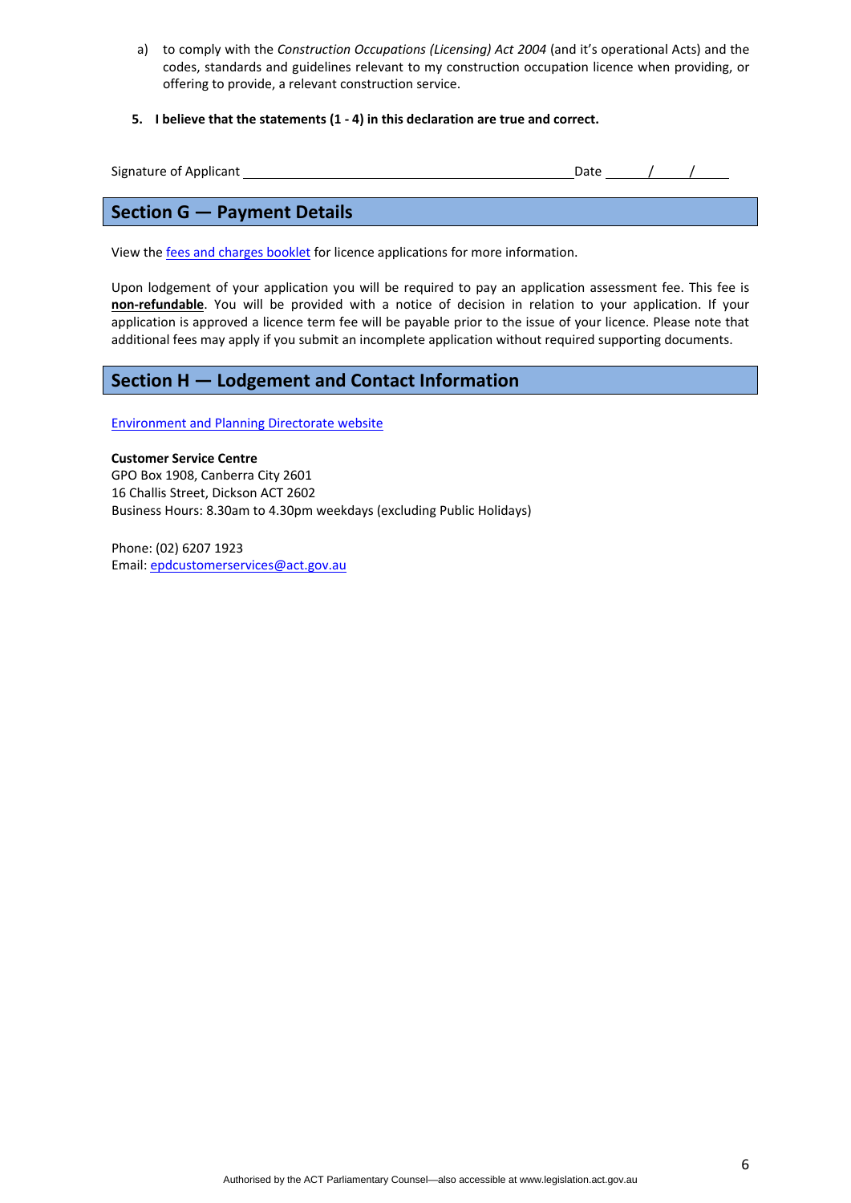a) to comply with the *Construction Occupations (Licensing) Act 2004* (and it's operational Acts) and the codes, standards and guidelines relevant to my construction occupation licence when providing, or offering to provide, a relevant construction service.

**5. I believe that the statements (1 - 4) in this declaration are true and correct.**

Signature of Applicant ______________________________ Date ____/____/____

## Section G — Payment Details

View the fees and charges booklet for licence applications for more information.

Upon lodgement of your application you will be required to pay an application assessment fee. This fee is **non-refundable**. You will be provided with a notice of decision in relation to your application. If your application is approved a licence term fee will be payable prior to the issue of your licence. Please note that additional fees may apply if you submit an incomplete application without required supporting documents.

## Section H — Lodgement and Contact Information

Environment and Planning Directorate website

**Customer Service Centre**
GPO Box 1908, Canberra City 2601
16 Challis Street, Dickson ACT 2602
Business Hours: 8.30am to 4.30pm weekdays (excluding Public Holidays)

Phone: (02) 6207 1923
Email: epdcustomerservices@act.gov.au